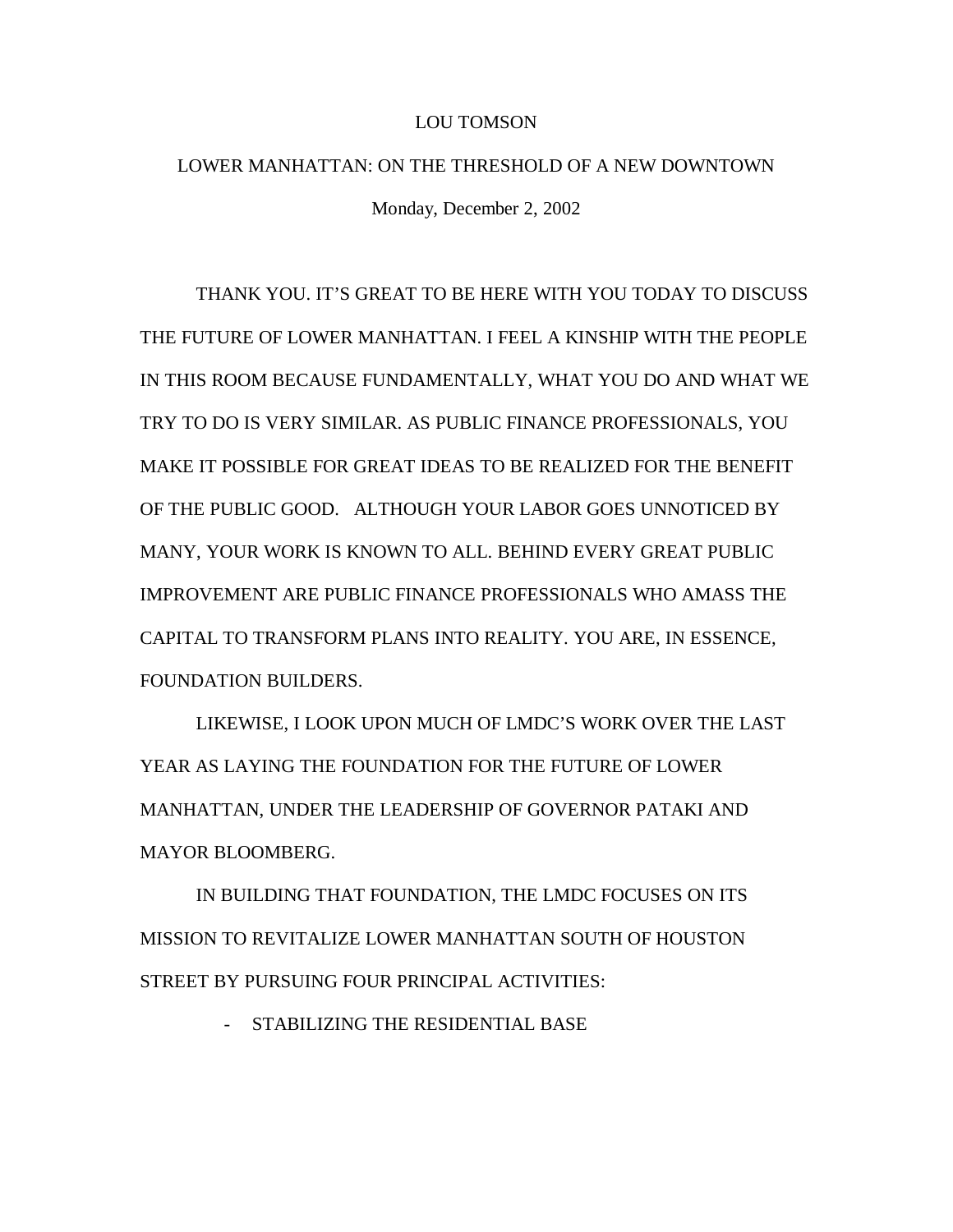# LOU TOMSON

## LOWER MANHATTAN: ON THE THRESHOLD OF A NEW DOWNTOWN

Monday, December 2, 2002

THANK YOU. IT'S GREAT TO BE HERE WITH YOU TODAY TO DISCUSS THE FUTURE OF LOWER MANHATTAN. I FEEL A KINSHIP WITH THE PEOPLE IN THIS ROOM BECAUSE FUNDAMENTALLY, WHAT YOU DO AND WHAT WE TRY TO DO IS VERY SIMILAR. AS PUBLIC FINANCE PROFESSIONALS, YOU MAKE IT POSSIBLE FOR GREAT IDEAS TO BE REALIZED FOR THE BENEFIT OF THE PUBLIC GOOD. ALTHOUGH YOUR LABOR GOES UNNOTICED BY MANY, YOUR WORK IS KNOWN TO ALL. BEHIND EVERY GREAT PUBLIC IMPROVEMENT ARE PUBLIC FINANCE PROFESSIONALS WHO AMASS THE CAPITAL TO TRANSFORM PLANS INTO REALITY. YOU ARE, IN ESSENCE, FOUNDATION BUILDERS.

LIKEWISE, I LOOK UPON MUCH OF LMDC'S WORK OVER THE LAST YEAR AS LAYING THE FOUNDATION FOR THE FUTURE OF LOWER MANHATTAN, UNDER THE LEADERSHIP OF GOVERNOR PATAKI AND MAYOR BLOOMBERG.

IN BUILDING THAT FOUNDATION, THE LMDC FOCUSES ON ITS MISSION TO REVITALIZE LOWER MANHATTAN SOUTH OF HOUSTON STREET BY PURSUING FOUR PRINCIPAL ACTIVITIES:

- STABILIZING THE RESIDENTIAL BASE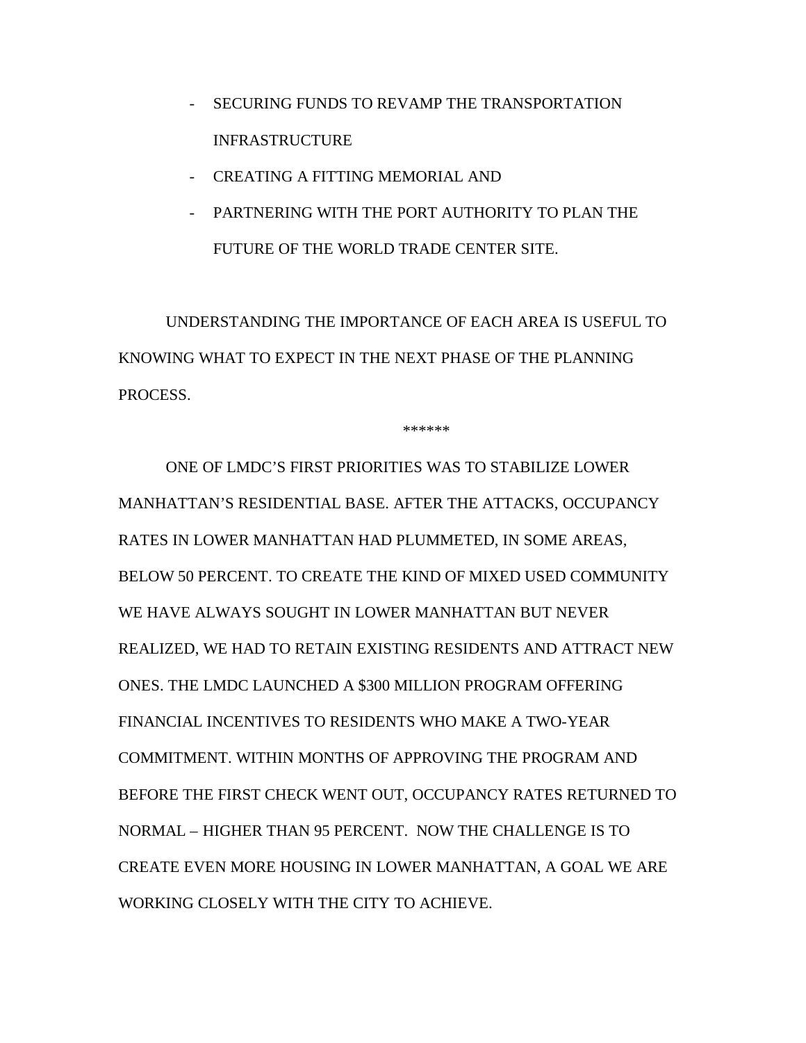- SECURING FUNDS TO REVAMP THE TRANSPORTATION INFRASTRUCTURE
- CREATING A FITTING MEMORIAL AND
- PARTNERING WITH THE PORT AUTHORITY TO PLAN THE FUTURE OF THE WORLD TRADE CENTER SITE.

UNDERSTANDING THE IMPORTANCE OF EACH AREA IS USEFUL TO KNOWING WHAT TO EXPECT IN THE NEXT PHASE OF THE PLANNING PROCESS.

******

ONE OF LMDC'S FIRST PRIORITIES WAS TO STABILIZE LOWER MANHATTAN'S RESIDENTIAL BASE. AFTER THE ATTACKS, OCCUPANCY RATES IN LOWER MANHATTAN HAD PLUMMETED, IN SOME AREAS, BELOW 50 PERCENT. TO CREATE THE KIND OF MIXED USED COMMUNITY WE HAVE ALWAYS SOUGHT IN LOWER MANHATTAN BUT NEVER REALIZED, WE HAD TO RETAIN EXISTING RESIDENTS AND ATTRACT NEW ONES. THE LMDC LAUNCHED A $300 MILLION PROGRAM OFFERING FINANCIAL INCENTIVES TO RESIDENTS WHO MAKE A TWO-YEAR COMMITMENT. WITHIN MONTHS OF APPROVING THE PROGRAM AND BEFORE THE FIRST CHECK WENT OUT, OCCUPANCY RATES RETURNED TO NORMAL – HIGHER THAN 95 PERCENT. NOW THE CHALLENGE IS TO CREATE EVEN MORE HOUSING IN LOWER MANHATTAN, A GOAL WE ARE WORKING CLOSELY WITH THE CITY TO ACHIEVE.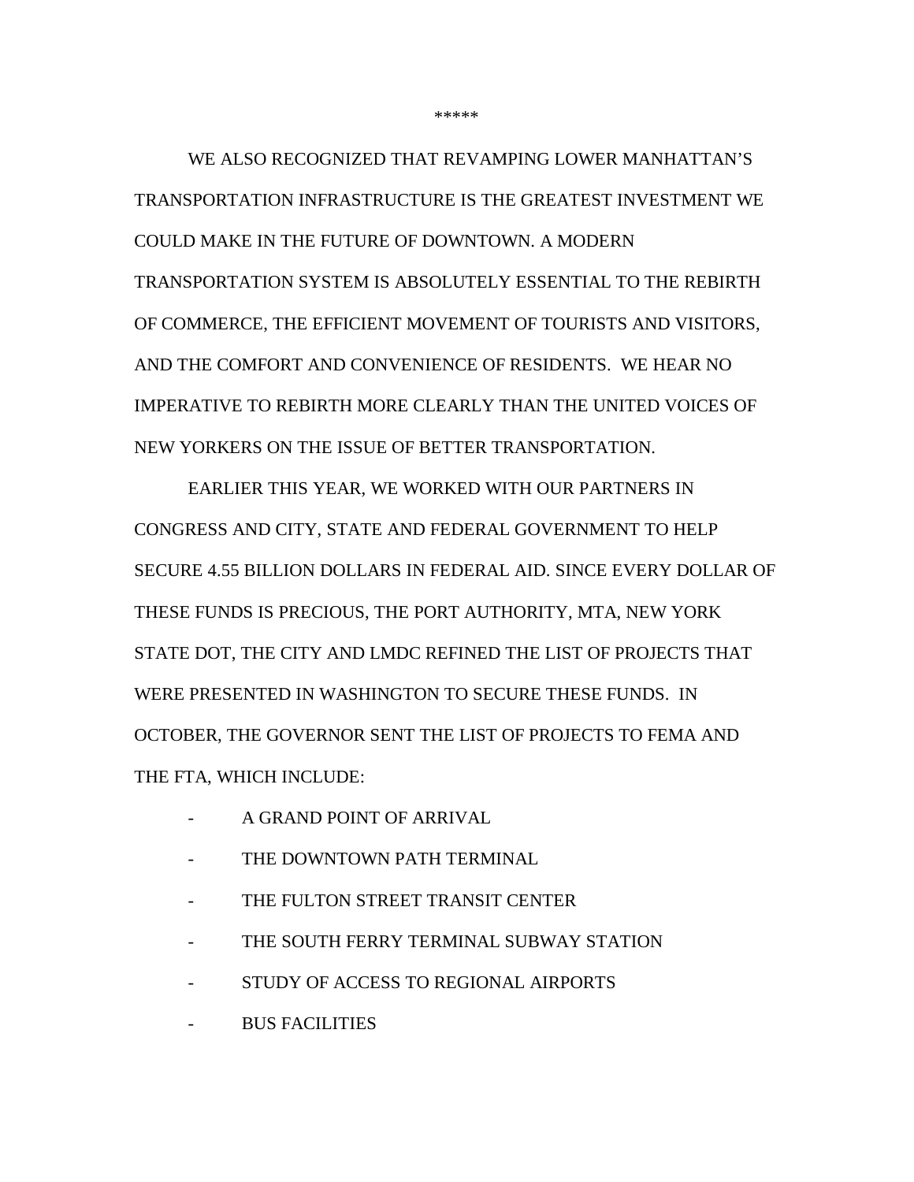*****

WE ALSO RECOGNIZED THAT REVAMPING LOWER MANHATTAN'S TRANSPORTATION INFRASTRUCTURE IS THE GREATEST INVESTMENT WE COULD MAKE IN THE FUTURE OF DOWNTOWN. A MODERN TRANSPORTATION SYSTEM IS ABSOLUTELY ESSENTIAL TO THE REBIRTH OF COMMERCE, THE EFFICIENT MOVEMENT OF TOURISTS AND VISITORS, AND THE COMFORT AND CONVENIENCE OF RESIDENTS. WE HEAR NO IMPERATIVE TO REBIRTH MORE CLEARLY THAN THE UNITED VOICES OF NEW YORKERS ON THE ISSUE OF BETTER TRANSPORTATION.

EARLIER THIS YEAR, WE WORKED WITH OUR PARTNERS IN CONGRESS AND CITY, STATE AND FEDERAL GOVERNMENT TO HELP SECURE 4.55 BILLION DOLLARS IN FEDERAL AID. SINCE EVERY DOLLAR OF THESE FUNDS IS PRECIOUS, THE PORT AUTHORITY, MTA, NEW YORK STATE DOT, THE CITY AND LMDC REFINED THE LIST OF PROJECTS THAT WERE PRESENTED IN WASHINGTON TO SECURE THESE FUNDS. IN OCTOBER, THE GOVERNOR SENT THE LIST OF PROJECTS TO FEMA AND THE FTA, WHICH INCLUDE:

- A GRAND POINT OF ARRIVAL
- THE DOWNTOWN PATH TERMINAL
- THE FULTON STREET TRANSIT CENTER
- THE SOUTH FERRY TERMINAL SUBWAY STATION
- STUDY OF ACCESS TO REGIONAL AIRPORTS
- BUS FACILITIES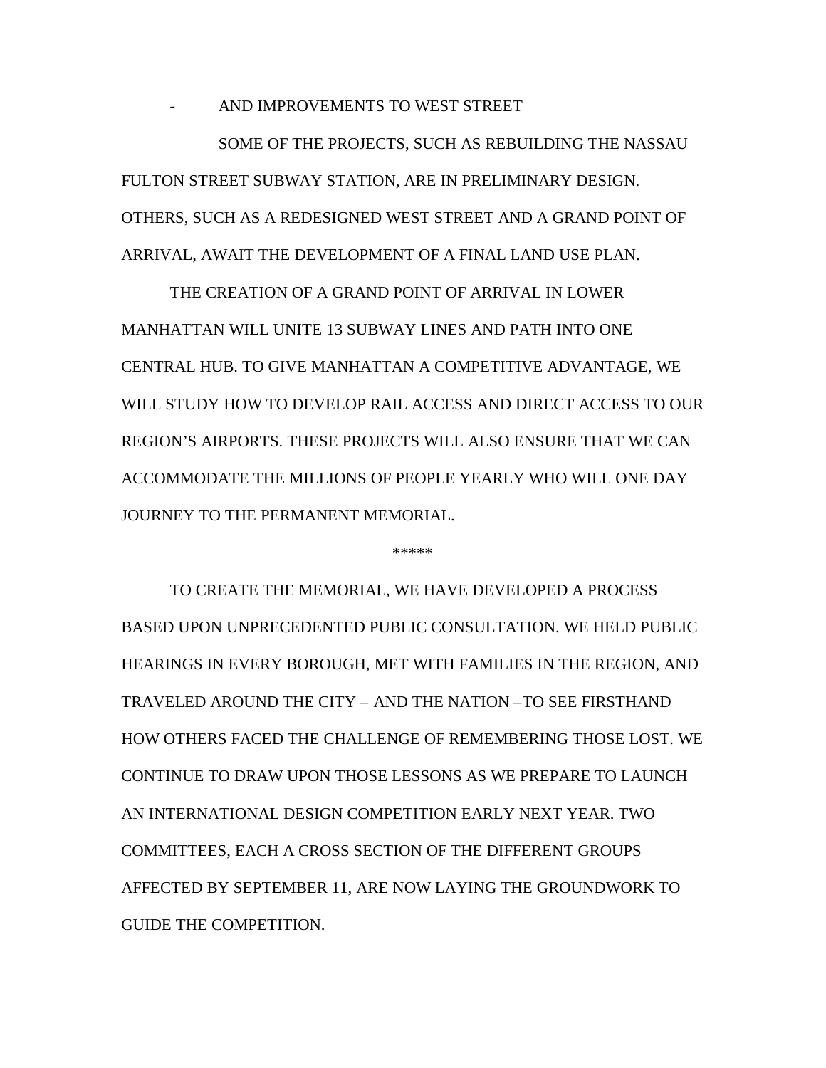- AND IMPROVEMENTS TO WEST STREET

SOME OF THE PROJECTS, SUCH AS REBUILDING THE NASSAU FULTON STREET SUBWAY STATION, ARE IN PRELIMINARY DESIGN. OTHERS, SUCH AS A REDESIGNED WEST STREET AND A GRAND POINT OF ARRIVAL, AWAIT THE DEVELOPMENT OF A FINAL LAND USE PLAN.

THE CREATION OF A GRAND POINT OF ARRIVAL IN LOWER MANHATTAN WILL UNITE 13 SUBWAY LINES AND PATH INTO ONE CENTRAL HUB. TO GIVE MANHATTAN A COMPETITIVE ADVANTAGE, WE WILL STUDY HOW TO DEVELOP RAIL ACCESS AND DIRECT ACCESS TO OUR REGION'S AIRPORTS. THESE PROJECTS WILL ALSO ENSURE THAT WE CAN ACCOMMODATE THE MILLIONS OF PEOPLE YEARLY WHO WILL ONE DAY JOURNEY TO THE PERMANENT MEMORIAL.

*****

TO CREATE THE MEMORIAL, WE HAVE DEVELOPED A PROCESS BASED UPON UNPRECEDENTED PUBLIC CONSULTATION. WE HELD PUBLIC HEARINGS IN EVERY BOROUGH, MET WITH FAMILIES IN THE REGION, AND TRAVELED AROUND THE CITY – AND THE NATION –TO SEE FIRSTHAND HOW OTHERS FACED THE CHALLENGE OF REMEMBERING THOSE LOST. WE CONTINUE TO DRAW UPON THOSE LESSONS AS WE PREPARE TO LAUNCH AN INTERNATIONAL DESIGN COMPETITION EARLY NEXT YEAR. TWO COMMITTEES, EACH A CROSS SECTION OF THE DIFFERENT GROUPS AFFECTED BY SEPTEMBER 11, ARE NOW LAYING THE GROUNDWORK TO GUIDE THE COMPETITION.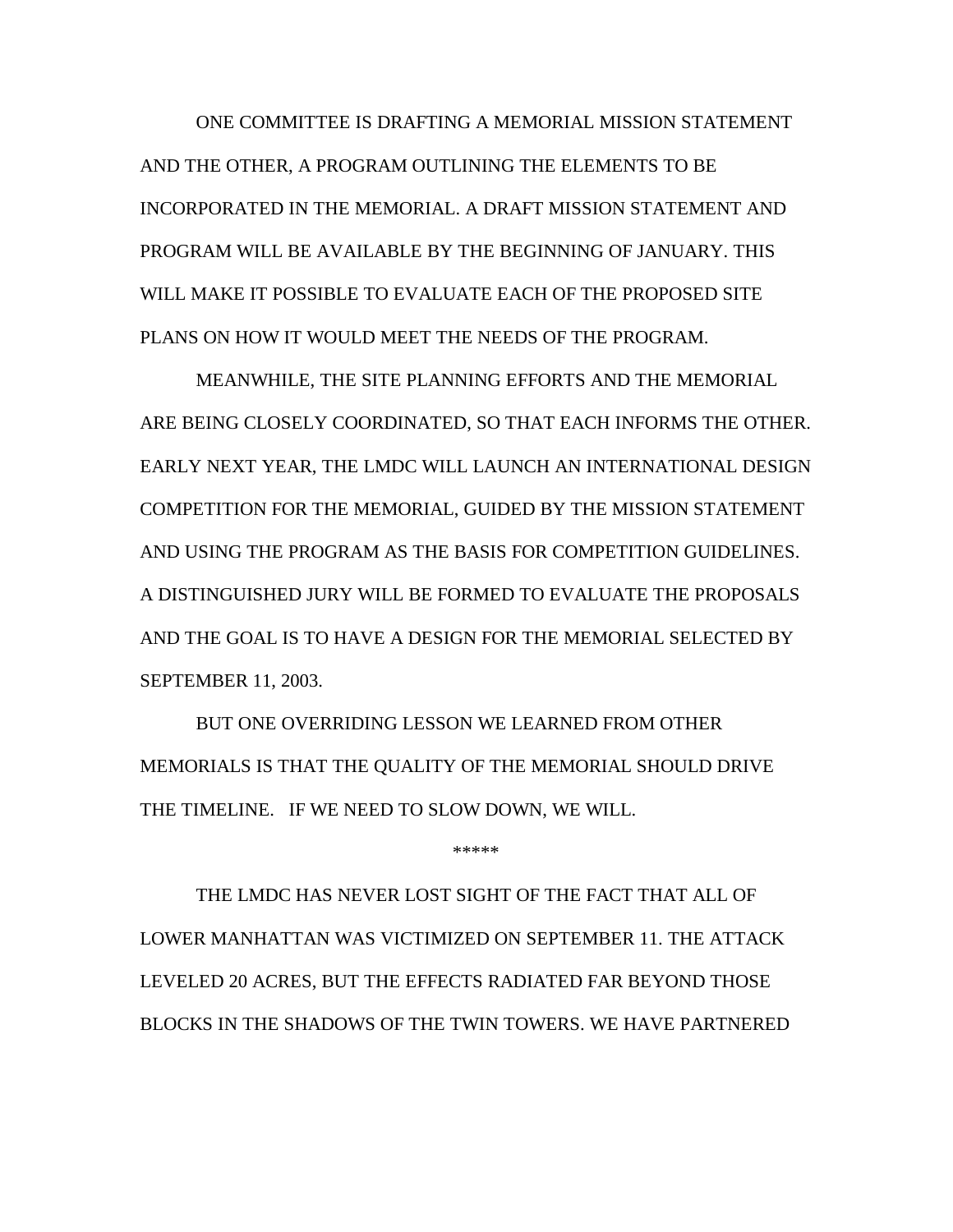ONE COMMITTEE IS DRAFTING A MEMORIAL MISSION STATEMENT AND THE OTHER, A PROGRAM OUTLINING THE ELEMENTS TO BE INCORPORATED IN THE MEMORIAL. A DRAFT MISSION STATEMENT AND PROGRAM WILL BE AVAILABLE BY THE BEGINNING OF JANUARY. THIS WILL MAKE IT POSSIBLE TO EVALUATE EACH OF THE PROPOSED SITE PLANS ON HOW IT WOULD MEET THE NEEDS OF THE PROGRAM.

MEANWHILE, THE SITE PLANNING EFFORTS AND THE MEMORIAL ARE BEING CLOSELY COORDINATED, SO THAT EACH INFORMS THE OTHER. EARLY NEXT YEAR, THE LMDC WILL LAUNCH AN INTERNATIONAL DESIGN COMPETITION FOR THE MEMORIAL, GUIDED BY THE MISSION STATEMENT AND USING THE PROGRAM AS THE BASIS FOR COMPETITION GUIDELINES. A DISTINGUISHED JURY WILL BE FORMED TO EVALUATE THE PROPOSALS AND THE GOAL IS TO HAVE A DESIGN FOR THE MEMORIAL SELECTED BY SEPTEMBER 11, 2003.

BUT ONE OVERRIDING LESSON WE LEARNED FROM OTHER MEMORIALS IS THAT THE QUALITY OF THE MEMORIAL SHOULD DRIVE THE TIMELINE. IF WE NEED TO SLOW DOWN, WE WILL.

*****

THE LMDC HAS NEVER LOST SIGHT OF THE FACT THAT ALL OF LOWER MANHATTAN WAS VICTIMIZED ON SEPTEMBER 11. THE ATTACK LEVELED 20 ACRES, BUT THE EFFECTS RADIATED FAR BEYOND THOSE BLOCKS IN THE SHADOWS OF THE TWIN TOWERS. WE HAVE PARTNERED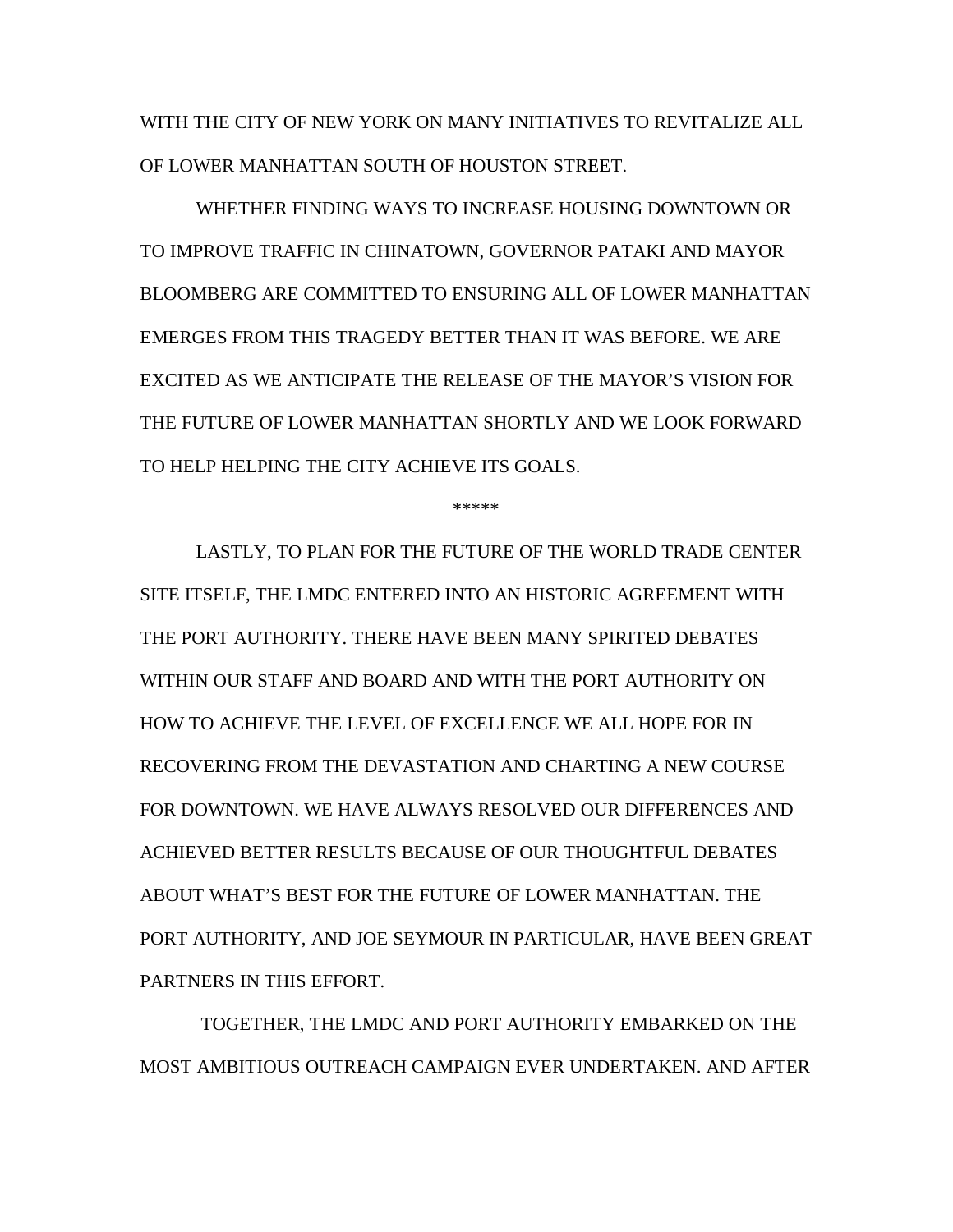WITH THE CITY OF NEW YORK ON MANY INITIATIVES TO REVITALIZE ALL OF LOWER MANHATTAN SOUTH OF HOUSTON STREET.

WHETHER FINDING WAYS TO INCREASE HOUSING DOWNTOWN OR TO IMPROVE TRAFFIC IN CHINATOWN, GOVERNOR PATAKI AND MAYOR BLOOMBERG ARE COMMITTED TO ENSURING ALL OF LOWER MANHATTAN EMERGES FROM THIS TRAGEDY BETTER THAN IT WAS BEFORE. WE ARE EXCITED AS WE ANTICIPATE THE RELEASE OF THE MAYOR'S VISION FOR THE FUTURE OF LOWER MANHATTAN SHORTLY AND WE LOOK FORWARD TO HELP HELPING THE CITY ACHIEVE ITS GOALS.

*****

LASTLY, TO PLAN FOR THE FUTURE OF THE WORLD TRADE CENTER SITE ITSELF, THE LMDC ENTERED INTO AN HISTORIC AGREEMENT WITH THE PORT AUTHORITY. THERE HAVE BEEN MANY SPIRITED DEBATES WITHIN OUR STAFF AND BOARD AND WITH THE PORT AUTHORITY ON HOW TO ACHIEVE THE LEVEL OF EXCELLENCE WE ALL HOPE FOR IN RECOVERING FROM THE DEVASTATION AND CHARTING A NEW COURSE FOR DOWNTOWN. WE HAVE ALWAYS RESOLVED OUR DIFFERENCES AND ACHIEVED BETTER RESULTS BECAUSE OF OUR THOUGHTFUL DEBATES ABOUT WHAT'S BEST FOR THE FUTURE OF LOWER MANHATTAN. THE PORT AUTHORITY, AND JOE SEYMOUR IN PARTICULAR, HAVE BEEN GREAT PARTNERS IN THIS EFFORT.

TOGETHER, THE LMDC AND PORT AUTHORITY EMBARKED ON THE MOST AMBITIOUS OUTREACH CAMPAIGN EVER UNDERTAKEN. AND AFTER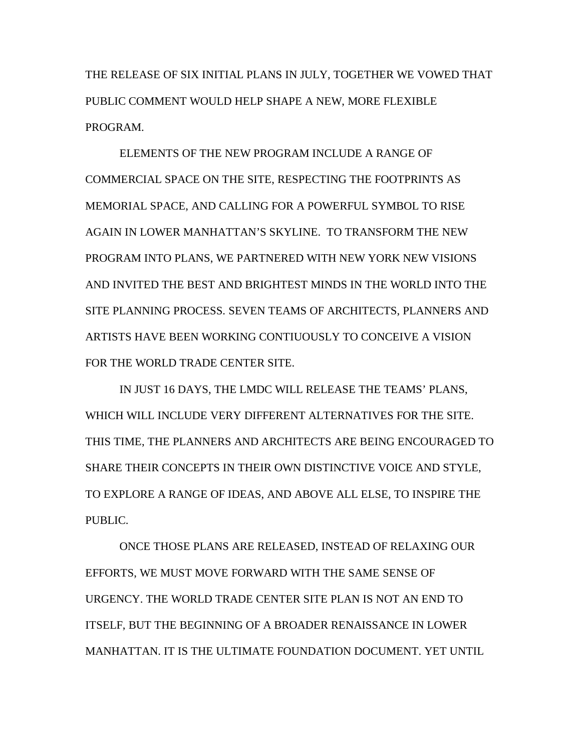THE RELEASE OF SIX INITIAL PLANS IN JULY, TOGETHER WE VOWED THAT PUBLIC COMMENT WOULD HELP SHAPE A NEW, MORE FLEXIBLE PROGRAM.

ELEMENTS OF THE NEW PROGRAM INCLUDE A RANGE OF COMMERCIAL SPACE ON THE SITE, RESPECTING THE FOOTPRINTS AS MEMORIAL SPACE, AND CALLING FOR A POWERFUL SYMBOL TO RISE AGAIN IN LOWER MANHATTAN'S SKYLINE. TO TRANSFORM THE NEW PROGRAM INTO PLANS, WE PARTNERED WITH NEW YORK NEW VISIONS AND INVITED THE BEST AND BRIGHTEST MINDS IN THE WORLD INTO THE SITE PLANNING PROCESS. SEVEN TEAMS OF ARCHITECTS, PLANNERS AND ARTISTS HAVE BEEN WORKING CONTIUOUSLY TO CONCEIVE A VISION FOR THE WORLD TRADE CENTER SITE.

IN JUST 16 DAYS, THE LMDC WILL RELEASE THE TEAMS' PLANS, WHICH WILL INCLUDE VERY DIFFERENT ALTERNATIVES FOR THE SITE. THIS TIME, THE PLANNERS AND ARCHITECTS ARE BEING ENCOURAGED TO SHARE THEIR CONCEPTS IN THEIR OWN DISTINCTIVE VOICE AND STYLE, TO EXPLORE A RANGE OF IDEAS, AND ABOVE ALL ELSE, TO INSPIRE THE PUBLIC.

ONCE THOSE PLANS ARE RELEASED, INSTEAD OF RELAXING OUR EFFORTS, WE MUST MOVE FORWARD WITH THE SAME SENSE OF URGENCY. THE WORLD TRADE CENTER SITE PLAN IS NOT AN END TO ITSELF, BUT THE BEGINNING OF A BROADER RENAISSANCE IN LOWER MANHATTAN. IT IS THE ULTIMATE FOUNDATION DOCUMENT. YET UNTIL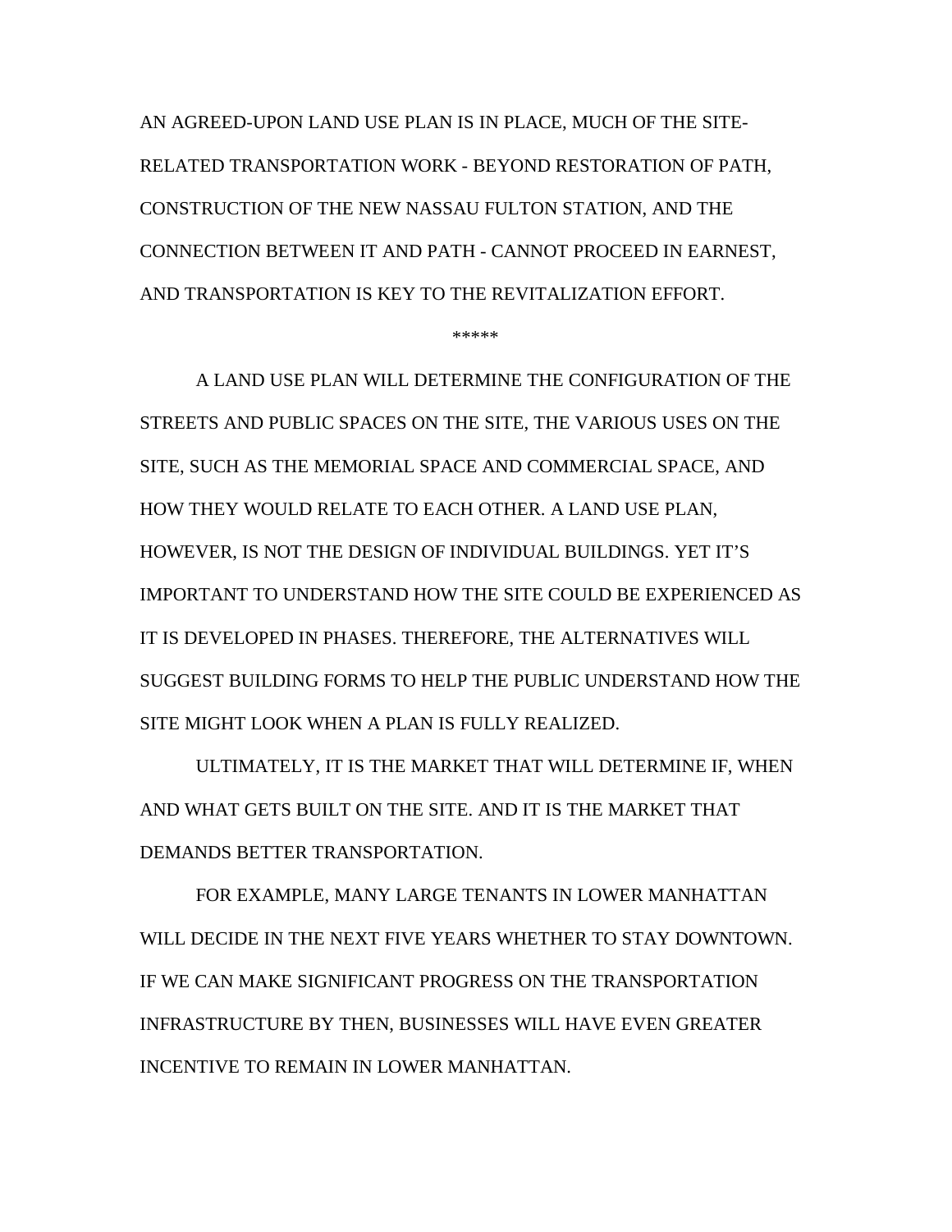AN AGREED-UPON LAND USE PLAN IS IN PLACE, MUCH OF THE SITE-RELATED TRANSPORTATION WORK - BEYOND RESTORATION OF PATH, CONSTRUCTION OF THE NEW NASSAU FULTON STATION, AND THE CONNECTION BETWEEN IT AND PATH - CANNOT PROCEED IN EARNEST, AND TRANSPORTATION IS KEY TO THE REVITALIZATION EFFORT.

*****

A LAND USE PLAN WILL DETERMINE THE CONFIGURATION OF THE STREETS AND PUBLIC SPACES ON THE SITE, THE VARIOUS USES ON THE SITE, SUCH AS THE MEMORIAL SPACE AND COMMERCIAL SPACE, AND HOW THEY WOULD RELATE TO EACH OTHER. A LAND USE PLAN, HOWEVER, IS NOT THE DESIGN OF INDIVIDUAL BUILDINGS. YET IT'S IMPORTANT TO UNDERSTAND HOW THE SITE COULD BE EXPERIENCED AS IT IS DEVELOPED IN PHASES. THEREFORE, THE ALTERNATIVES WILL SUGGEST BUILDING FORMS TO HELP THE PUBLIC UNDERSTAND HOW THE SITE MIGHT LOOK WHEN A PLAN IS FULLY REALIZED.

ULTIMATELY, IT IS THE MARKET THAT WILL DETERMINE IF, WHEN AND WHAT GETS BUILT ON THE SITE. AND IT IS THE MARKET THAT DEMANDS BETTER TRANSPORTATION.

FOR EXAMPLE, MANY LARGE TENANTS IN LOWER MANHATTAN WILL DECIDE IN THE NEXT FIVE YEARS WHETHER TO STAY DOWNTOWN. IF WE CAN MAKE SIGNIFICANT PROGRESS ON THE TRANSPORTATION INFRASTRUCTURE BY THEN, BUSINESSES WILL HAVE EVEN GREATER INCENTIVE TO REMAIN IN LOWER MANHATTAN.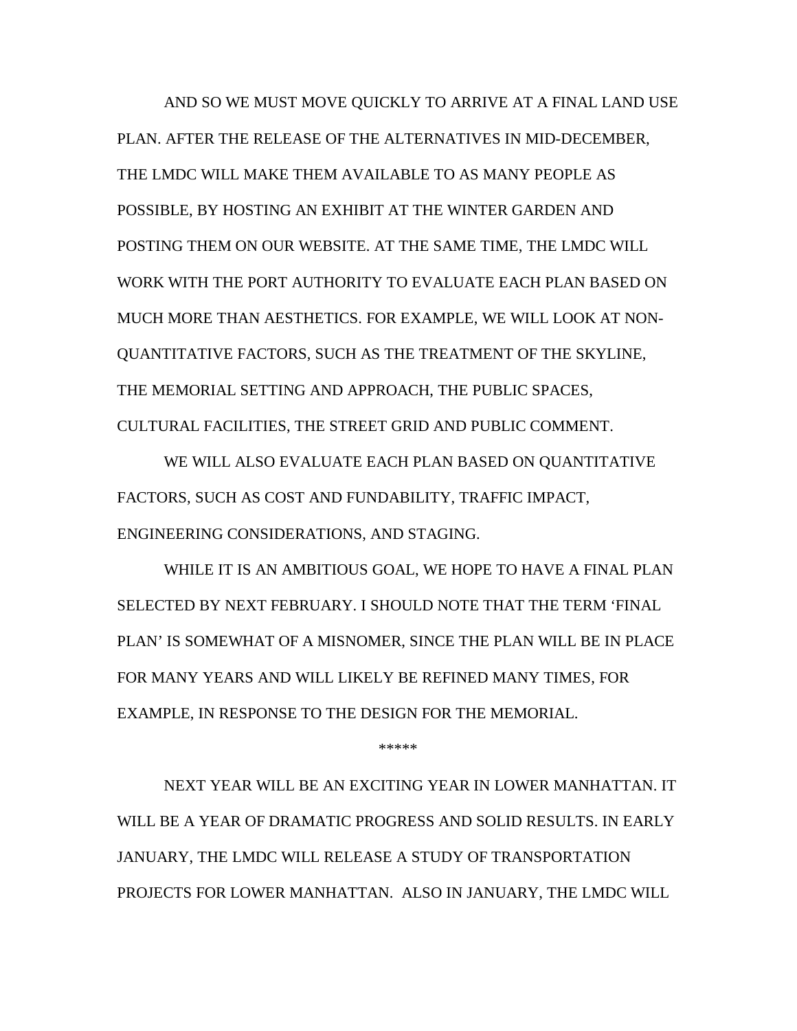AND SO WE MUST MOVE QUICKLY TO ARRIVE AT A FINAL LAND USE PLAN. AFTER THE RELEASE OF THE ALTERNATIVES IN MID-DECEMBER, THE LMDC WILL MAKE THEM AVAILABLE TO AS MANY PEOPLE AS POSSIBLE, BY HOSTING AN EXHIBIT AT THE WINTER GARDEN AND POSTING THEM ON OUR WEBSITE. AT THE SAME TIME, THE LMDC WILL WORK WITH THE PORT AUTHORITY TO EVALUATE EACH PLAN BASED ON MUCH MORE THAN AESTHETICS. FOR EXAMPLE, WE WILL LOOK AT NON-QUANTITATIVE FACTORS, SUCH AS THE TREATMENT OF THE SKYLINE, THE MEMORIAL SETTING AND APPROACH, THE PUBLIC SPACES, CULTURAL FACILITIES, THE STREET GRID AND PUBLIC COMMENT.

WE WILL ALSO EVALUATE EACH PLAN BASED ON QUANTITATIVE FACTORS, SUCH AS COST AND FUNDABILITY, TRAFFIC IMPACT, ENGINEERING CONSIDERATIONS, AND STAGING.

WHILE IT IS AN AMBITIOUS GOAL, WE HOPE TO HAVE A FINAL PLAN SELECTED BY NEXT FEBRUARY. I SHOULD NOTE THAT THE TERM 'FINAL PLAN' IS SOMEWHAT OF A MISNOMER, SINCE THE PLAN WILL BE IN PLACE FOR MANY YEARS AND WILL LIKELY BE REFINED MANY TIMES, FOR EXAMPLE, IN RESPONSE TO THE DESIGN FOR THE MEMORIAL.

*****

NEXT YEAR WILL BE AN EXCITING YEAR IN LOWER MANHATTAN. IT WILL BE A YEAR OF DRAMATIC PROGRESS AND SOLID RESULTS. IN EARLY JANUARY, THE LMDC WILL RELEASE A STUDY OF TRANSPORTATION PROJECTS FOR LOWER MANHATTAN. ALSO IN JANUARY, THE LMDC WILL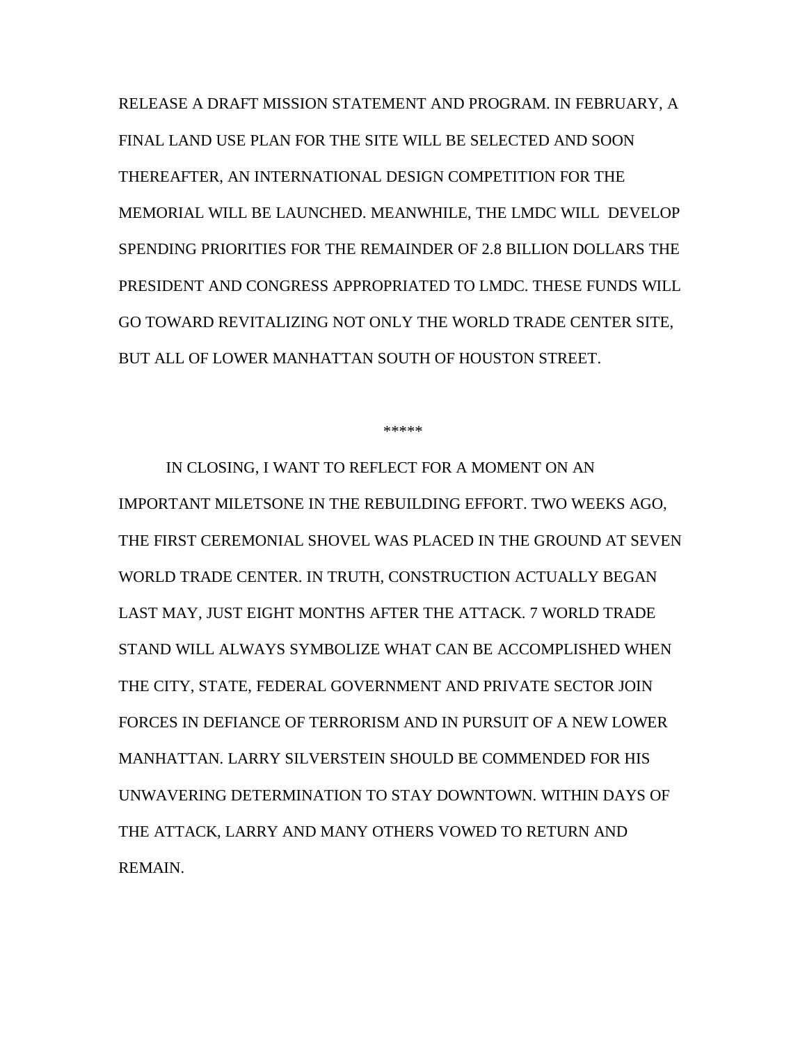RELEASE A DRAFT MISSION STATEMENT AND PROGRAM. IN FEBRUARY, A FINAL LAND USE PLAN FOR THE SITE WILL BE SELECTED AND SOON THEREAFTER, AN INTERNATIONAL DESIGN COMPETITION FOR THE MEMORIAL WILL BE LAUNCHED. MEANWHILE, THE LMDC WILL DEVELOP SPENDING PRIORITIES FOR THE REMAINDER OF 2.8 BILLION DOLLARS THE PRESIDENT AND CONGRESS APPROPRIATED TO LMDC. THESE FUNDS WILL GO TOWARD REVITALIZING NOT ONLY THE WORLD TRADE CENTER SITE, BUT ALL OF LOWER MANHATTAN SOUTH OF HOUSTON STREET.

*****

IN CLOSING, I WANT TO REFLECT FOR A MOMENT ON AN IMPORTANT MILETSONE IN THE REBUILDING EFFORT. TWO WEEKS AGO, THE FIRST CEREMONIAL SHOVEL WAS PLACED IN THE GROUND AT SEVEN WORLD TRADE CENTER. IN TRUTH, CONSTRUCTION ACTUALLY BEGAN LAST MAY, JUST EIGHT MONTHS AFTER THE ATTACK. 7 WORLD TRADE STAND WILL ALWAYS SYMBOLIZE WHAT CAN BE ACCOMPLISHED WHEN THE CITY, STATE, FEDERAL GOVERNMENT AND PRIVATE SECTOR JOIN FORCES IN DEFIANCE OF TERRORISM AND IN PURSUIT OF A NEW LOWER MANHATTAN. LARRY SILVERSTEIN SHOULD BE COMMENDED FOR HIS UNWAVERING DETERMINATION TO STAY DOWNTOWN. WITHIN DAYS OF THE ATTACK, LARRY AND MANY OTHERS VOWED TO RETURN AND REMAIN.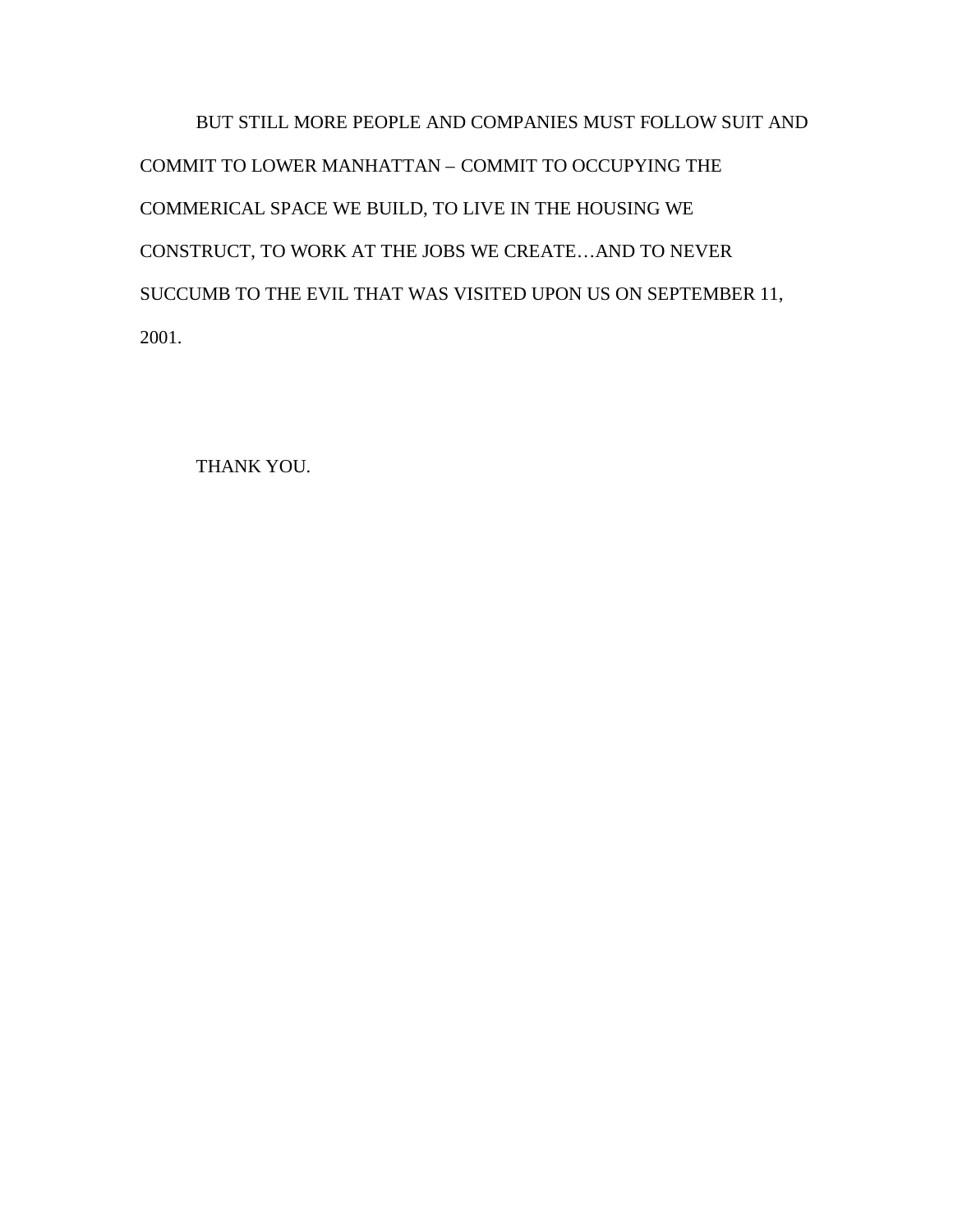BUT STILL MORE PEOPLE AND COMPANIES MUST FOLLOW SUIT AND COMMIT TO LOWER MANHATTAN – COMMIT TO OCCUPYING THE COMMERICAL SPACE WE BUILD, TO LIVE IN THE HOUSING WE CONSTRUCT, TO WORK AT THE JOBS WE CREATE…AND TO NEVER SUCCUMB TO THE EVIL THAT WAS VISITED UPON US ON SEPTEMBER 11, 2001.

THANK YOU.